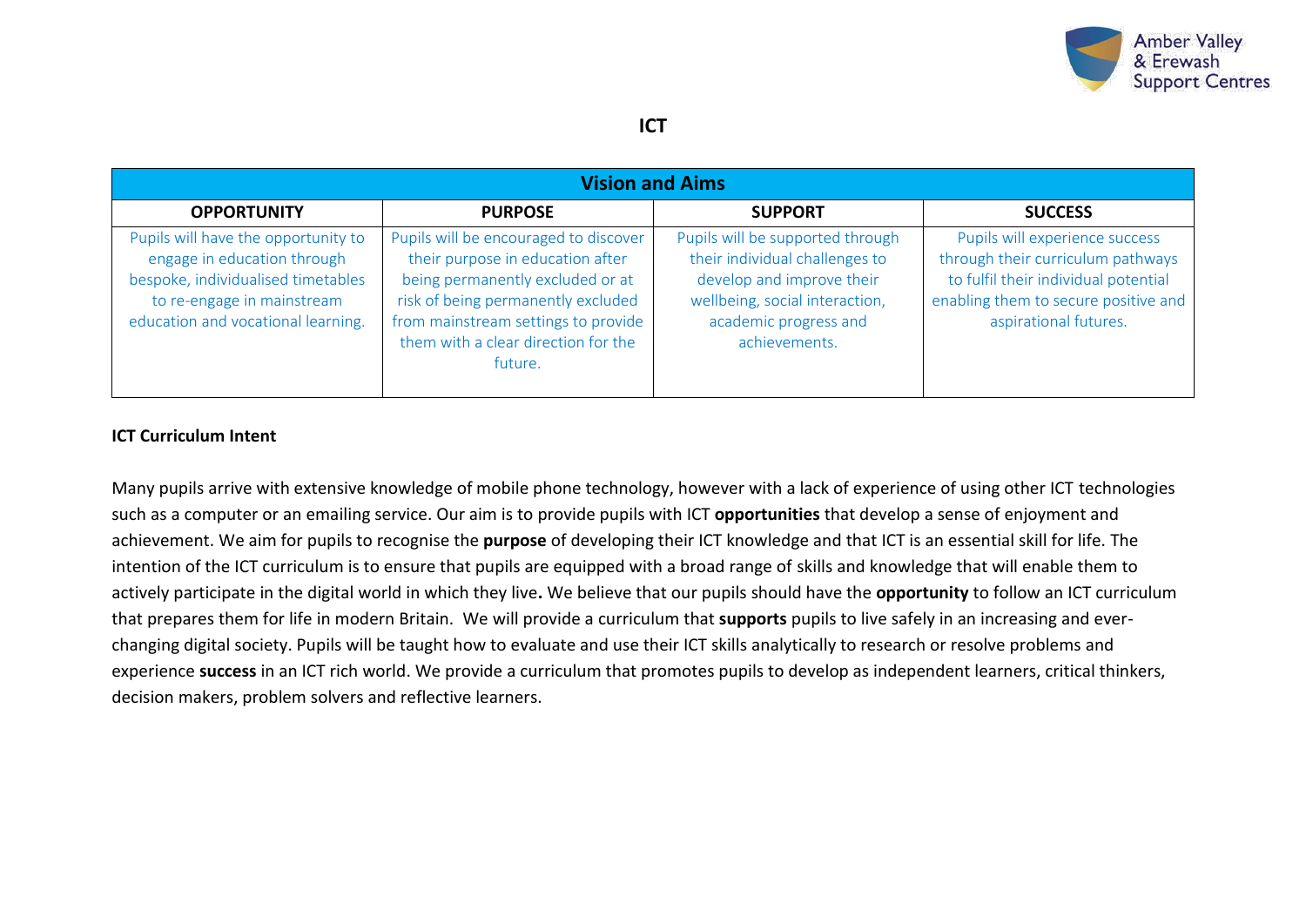# ICT

| Vision and Aims | | | |
|---|---|---|---|
| **OPPORTUNITY** | **PURPOSE** | **SUPPORT** | **SUCCESS** |
| Pupils will have the opportunity to engage in education through bespoke, individualised timetables to re-engage in mainstream education and vocational learning. | Pupils will be encouraged to discover their purpose in education after being permanently excluded or at risk of being permanently excluded from mainstream settings to provide them with a clear direction for the future. | Pupils will be supported through their individual challenges to develop and improve their wellbeing, social interaction, academic progress and achievements. | Pupils will experience success through their curriculum pathways to fulfil their individual potential enabling them to secure positive and aspirational futures. |

**ICT Curriculum Intent**

Many pupils arrive with extensive knowledge of mobile phone technology, however with a lack of experience of using other ICT technologies such as a computer or an emailing service. Our aim is to provide pupils with ICT **opportunities** that develop a sense of enjoyment and achievement. We aim for pupils to recognise the **purpose** of developing their ICT knowledge and that ICT is an essential skill for life. The intention of the ICT curriculum is to ensure that pupils are equipped with a broad range of skills and knowledge that will enable them to actively participate in the digital world in which they live**.** We believe that our pupils should have the **opportunity** to follow an ICT curriculum that prepares them for life in modern Britain. We will provide a curriculum that **supports** pupils to live safely in an increasing and ever-changing digital society. Pupils will be taught how to evaluate and use their ICT skills analytically to research or resolve problems and experience **success** in an ICT rich world. We provide a curriculum that promotes pupils to develop as independent learners, critical thinkers, decision makers, problem solvers and reflective learners.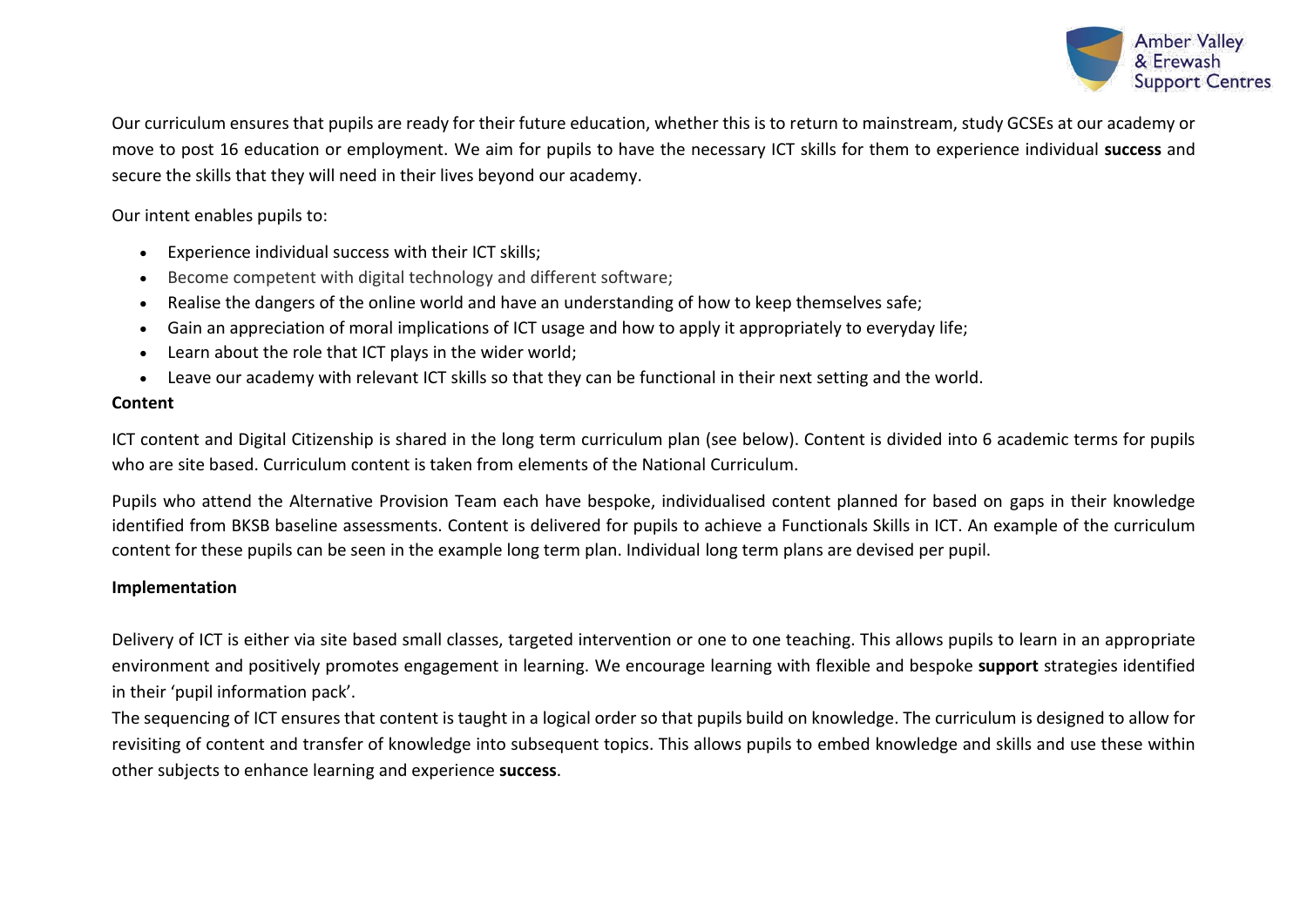Our curriculum ensures that pupils are ready for their future education, whether this is to return to mainstream, study GCSEs at our academy or move to post 16 education or employment. We aim for pupils to have the necessary ICT skills for them to experience individual **success** and secure the skills that they will need in their lives beyond our academy.

Our intent enables pupils to:

- Experience individual success with their ICT skills;
- Become competent with digital technology and different software;
- Realise the dangers of the online world and have an understanding of how to keep themselves safe;
- Gain an appreciation of moral implications of ICT usage and how to apply it appropriately to everyday life;
- Learn about the role that ICT plays in the wider world;
- Leave our academy with relevant ICT skills so that they can be functional in their next setting and the world.

**Content**

ICT content and Digital Citizenship is shared in the long term curriculum plan (see below). Content is divided into 6 academic terms for pupils who are site based. Curriculum content is taken from elements of the National Curriculum.

Pupils who attend the Alternative Provision Team each have bespoke, individualised content planned for based on gaps in their knowledge identified from BKSB baseline assessments. Content is delivered for pupils to achieve a Functionals Skills in ICT. An example of the curriculum content for these pupils can be seen in the example long term plan. Individual long term plans are devised per pupil.

**Implementation**

Delivery of ICT is either via site based small classes, targeted intervention or one to one teaching. This allows pupils to learn in an appropriate environment and positively promotes engagement in learning. We encourage learning with flexible and bespoke **support** strategies identified in their 'pupil information pack'.

The sequencing of ICT ensures that content is taught in a logical order so that pupils build on knowledge. The curriculum is designed to allow for revisiting of content and transfer of knowledge into subsequent topics. This allows pupils to embed knowledge and skills and use these within other subjects to enhance learning and experience **success**.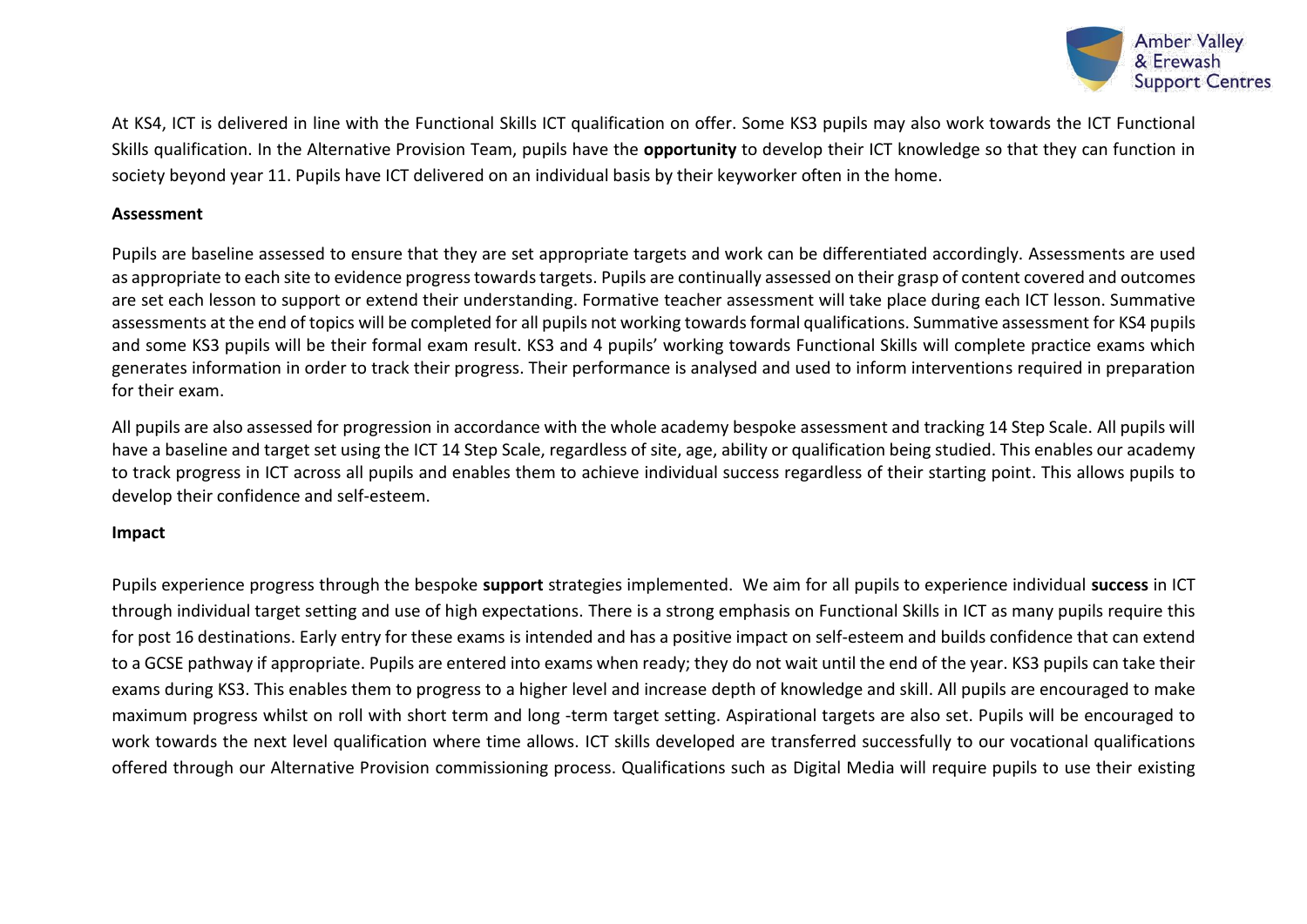At KS4, ICT is delivered in line with the Functional Skills ICT qualification on offer. Some KS3 pupils may also work towards the ICT Functional Skills qualification. In the Alternative Provision Team, pupils have the **opportunity** to develop their ICT knowledge so that they can function in society beyond year 11. Pupils have ICT delivered on an individual basis by their keyworker often in the home.

**Assessment**

Pupils are baseline assessed to ensure that they are set appropriate targets and work can be differentiated accordingly. Assessments are used as appropriate to each site to evidence progress towards targets. Pupils are continually assessed on their grasp of content covered and outcomes are set each lesson to support or extend their understanding. Formative teacher assessment will take place during each ICT lesson. Summative assessments at the end of topics will be completed for all pupils not working towards formal qualifications. Summative assessment for KS4 pupils and some KS3 pupils will be their formal exam result. KS3 and 4 pupils' working towards Functional Skills will complete practice exams which generates information in order to track their progress. Their performance is analysed and used to inform interventions required in preparation for their exam.

All pupils are also assessed for progression in accordance with the whole academy bespoke assessment and tracking 14 Step Scale. All pupils will have a baseline and target set using the ICT 14 Step Scale, regardless of site, age, ability or qualification being studied. This enables our academy to track progress in ICT across all pupils and enables them to achieve individual success regardless of their starting point. This allows pupils to develop their confidence and self-esteem.

**Impact**

Pupils experience progress through the bespoke **support** strategies implemented. We aim for all pupils to experience individual **success** in ICT through individual target setting and use of high expectations. There is a strong emphasis on Functional Skills in ICT as many pupils require this for post 16 destinations. Early entry for these exams is intended and has a positive impact on self-esteem and builds confidence that can extend to a GCSE pathway if appropriate. Pupils are entered into exams when ready; they do not wait until the end of the year. KS3 pupils can take their exams during KS3. This enables them to progress to a higher level and increase depth of knowledge and skill. All pupils are encouraged to make maximum progress whilst on roll with short term and long -term target setting. Aspirational targets are also set. Pupils will be encouraged to work towards the next level qualification where time allows. ICT skills developed are transferred successfully to our vocational qualifications offered through our Alternative Provision commissioning process. Qualifications such as Digital Media will require pupils to use their existing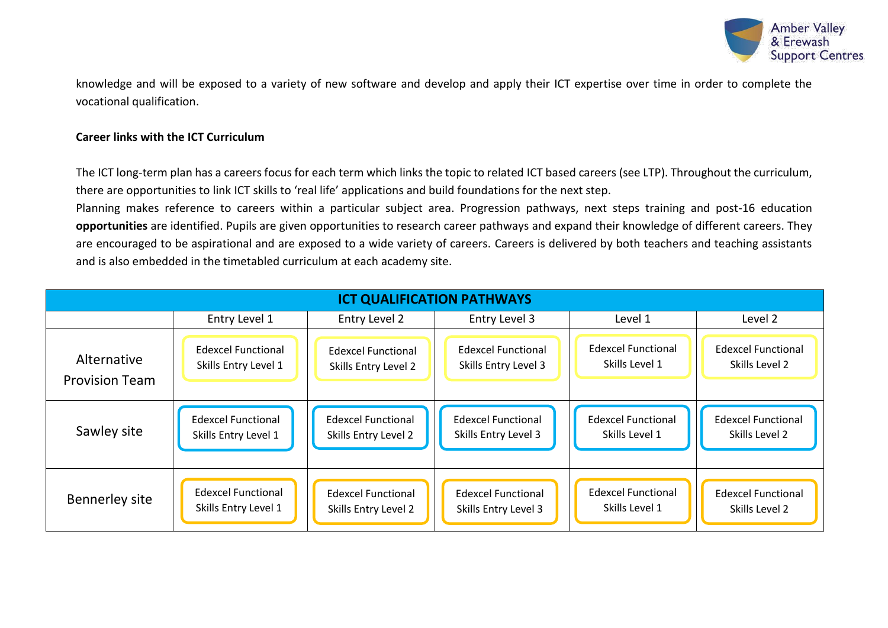knowledge and will be exposed to a variety of new software and develop and apply their ICT expertise over time in order to complete the vocational qualification.

**Career links with the ICT Curriculum**

The ICT long-term plan has a careers focus for each term which links the topic to related ICT based careers (see LTP). Throughout the curriculum, there are opportunities to link ICT skills to 'real life' applications and build foundations for the next step.

Planning makes reference to careers within a particular subject area. Progression pathways, next steps training and post-16 education **opportunities** are identified. Pupils are given opportunities to research career pathways and expand their knowledge of different careers. They are encouraged to be aspirational and are exposed to a wide variety of careers. Careers is delivered by both teachers and teaching assistants and is also embedded in the timetabled curriculum at each academy site.

| **ICT QUALIFICATION PATHWAYS** | | | | | |
|---|---|---|---|---|---|
| | Entry Level 1 | Entry Level 2 | Entry Level 3 | Level 1 | Level 2 |
| Alternative Provision Team | Edexcel Functional Skills Entry Level 1 | Edexcel Functional Skills Entry Level 2 | Edexcel Functional Skills Entry Level 3 | Edexcel Functional Skills Level 1 | Edexcel Functional Skills Level 2 |
| Sawley site | Edexcel Functional Skills Entry Level 1 | Edexcel Functional Skills Entry Level 2 | Edexcel Functional Skills Entry Level 3 | Edexcel Functional Skills Level 1 | Edexcel Functional Skills Level 2 |
| Bennerley site | Edexcel Functional Skills Entry Level 1 | Edexcel Functional Skills Entry Level 2 | Edexcel Functional Skills Entry Level 3 | Edexcel Functional Skills Level 1 | Edexcel Functional Skills Level 2 |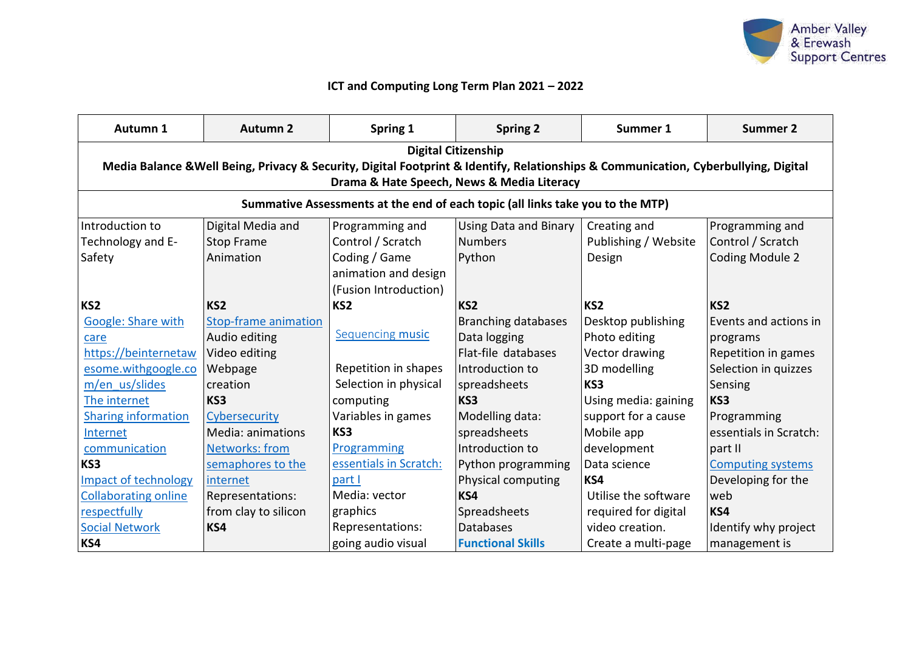## ICT and Computing Long Term Plan 2021 – 2022

| Autumn 1 | Autumn 2 | Spring 1 | Spring 2 | Summer 1 | Summer 2 |
|---|---|---|---|---|---|
| **Digital Citizenship** Media Balance &Well Being, Privacy & Security, Digital Footprint & Identify, Relationships & Communication, Cyberbullying, Digital Drama & Hate Speech, News & Media Literacy | | | | | |
| **Summative Assessments at the end of each topic (all links take you to the MTP)** | | | | | |
| Introduction to Technology and E-Safety<br><br>**KS2**<br>Google: Share with care<br>https://beinternetawesome.withgoogle.com/en_us/slides<br>The internet<br>Sharing information<br>Internet communication<br>**KS3**<br>Impact of technology<br>Collaborating online respectfully<br>Social Network<br>**KS4** | Digital Media and Stop Frame Animation<br><br>**KS2**<br>Stop-frame animation<br>Audio editing<br>Video editing<br>Webpage creation<br>**KS3**<br>Cybersecurity<br>Media: animations<br>Networks: from semaphores to the internet<br>Representations: from clay to silicon<br>**KS4** | Programming and Control / Scratch Coding / Game animation and design (Fusion Introduction)<br>**KS2**<br>Sequencing music<br><br>Repetition in shapes<br>Selection in physical computing<br>Variables in games<br>**KS3**<br>Programming essentials in Scratch: part I<br>Media: vector graphics<br>Representations: going audio visual | Using Data and Binary Numbers<br>Python<br><br><br>**KS2**<br>Branching databases<br>Data logging<br>Flat-file databases<br>Introduction to spreadsheets<br>**KS3**<br>Modelling data: spreadsheets<br>Introduction to Python programming<br>Physical computing<br>**KS4**<br>Spreadsheets<br>Databases<br>**Functional Skills** | Creating and Publishing / Website Design<br><br><br>**KS2**<br>Desktop publishing<br>Photo editing<br>Vector drawing<br>3D modelling<br>**KS3**<br>Using media: gaining support for a cause<br>Mobile app development<br>Data science<br>**KS4**<br>Utilise the software required for digital video creation.<br>Create a multi-page | Programming and Control / Scratch Coding Module 2<br><br><br>**KS2**<br>Events and actions in programs<br>Repetition in games<br>Selection in quizzes<br>Sensing<br>**KS3**<br>Programming essentials in Scratch: part II<br>Computing systems<br>Developing for the web<br>**KS4**<br>Identify why project management is |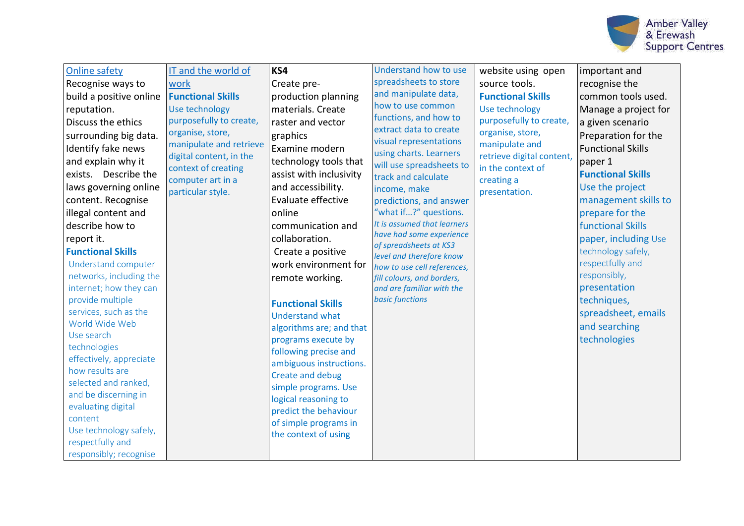| | | | | | |
|---|---|---|---|---|---|
| Online safety<br>Recognise ways to build a positive online reputation.<br>Discuss the ethics surrounding big data.<br>Identify fake news and explain why it exists. Describe the laws governing online content. Recognise illegal content and describe how to report it.<br>**Functional Skills**<br>Understand computer networks, including the internet; how they can provide multiple services, such as the World Wide Web<br>Use search technologies effectively, appreciate how results are selected and ranked, and be discerning in evaluating digital content<br>Use technology safely, respectfully and responsibly; recognise | IT and the world of work<br>**Functional Skills**<br>Use technology purposefully to create, organise, store, manipulate and retrieve digital content, in the context of creating computer art in a particular style. | **KS4**<br>Create pre-production planning materials. Create raster and vector graphics<br>Examine modern technology tools that assist with inclusivity and accessibility.<br>Evaluate effective online communication and collaboration.<br>Create a positive work environment for remote working.<br><br>**Functional Skills**<br>Understand what algorithms are; and that programs execute by following precise and ambiguous instructions. Create and debug simple programs. Use logical reasoning to predict the behaviour of simple programs in the context of using | Understand how to use spreadsheets to store and manipulate data, how to use common functions, and how to extract data to create visual representations using charts. Learners will use spreadsheets to track and calculate income, make predictions, and answer "what if…?" questions.<br>*It is assumed that learners have had some experience of spreadsheets at KS3 level and therefore know how to use cell references, fill colours, and borders, and are familiar with the basic functions* | website using open source tools.<br>**Functional Skills**<br>Use technology purposefully to create, organise, store, manipulate and retrieve digital content, in the context of creating a presentation. | important and recognise the common tools used.<br>Manage a project for a given scenario<br>Preparation for the Functional Skills paper 1<br>**Functional Skills**<br>Use the project management skills to prepare for the functional Skills paper, including Use technology safely, respectfully and responsibly, presentation techniques, spreadsheet, emails and searching technologies |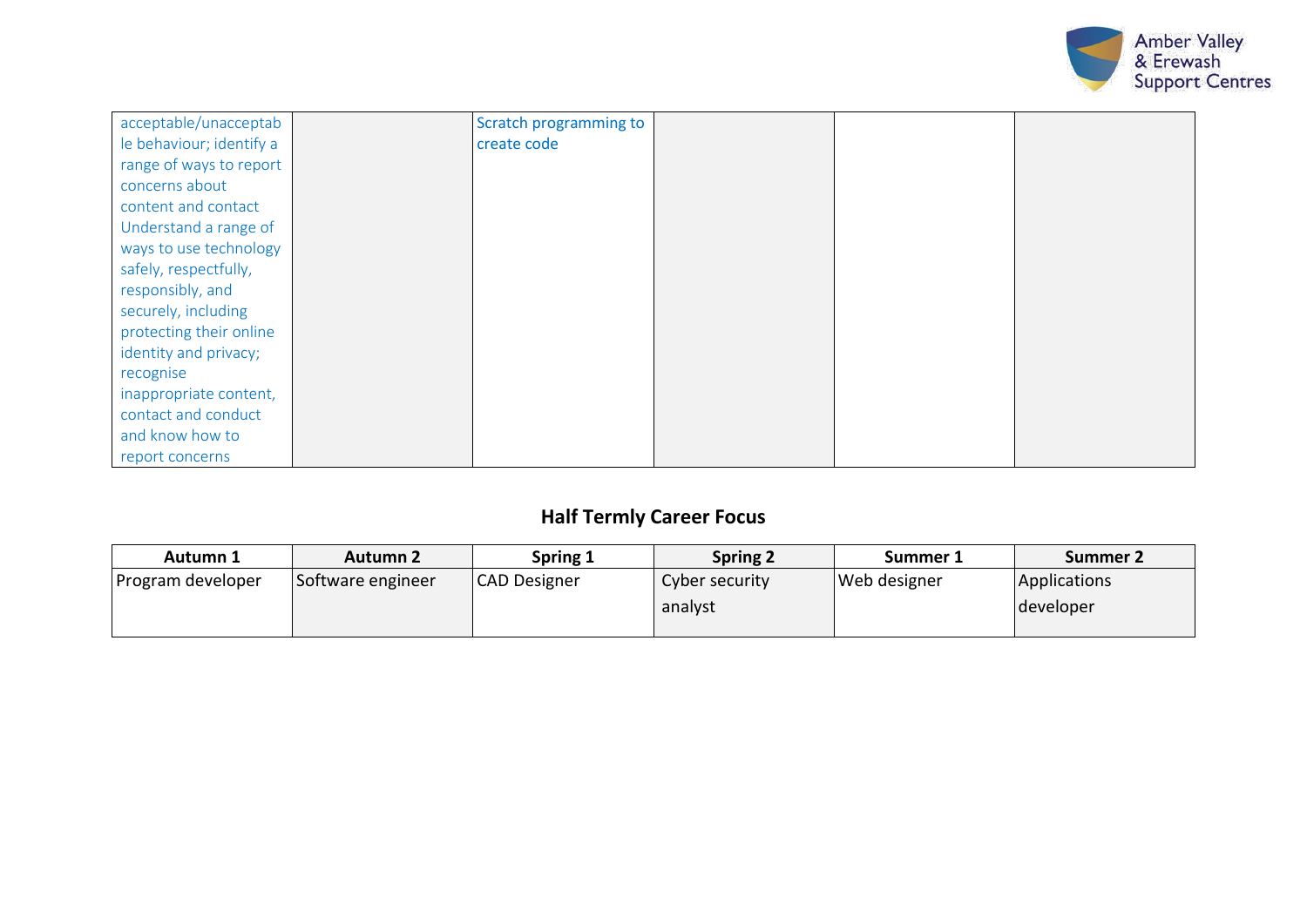| | | | | | |
|---|---|---|---|---|---|
| acceptable/unacceptable behaviour; identify a range of ways to report concerns about content and contact Understand a range of ways to use technology safely, respectfully, responsibly, and securely, including protecting their online identity and privacy; recognise inappropriate content, contact and conduct and know how to report concerns | | Scratch programming to create code | | | |

## Half Termly Career Focus

| Autumn 1 | Autumn 2 | Spring 1 | Spring 2 | Summer 1 | Summer 2 |
|---|---|---|---|---|---|
| Program developer | Software engineer | CAD Designer | Cyber security analyst | Web designer | Applications developer |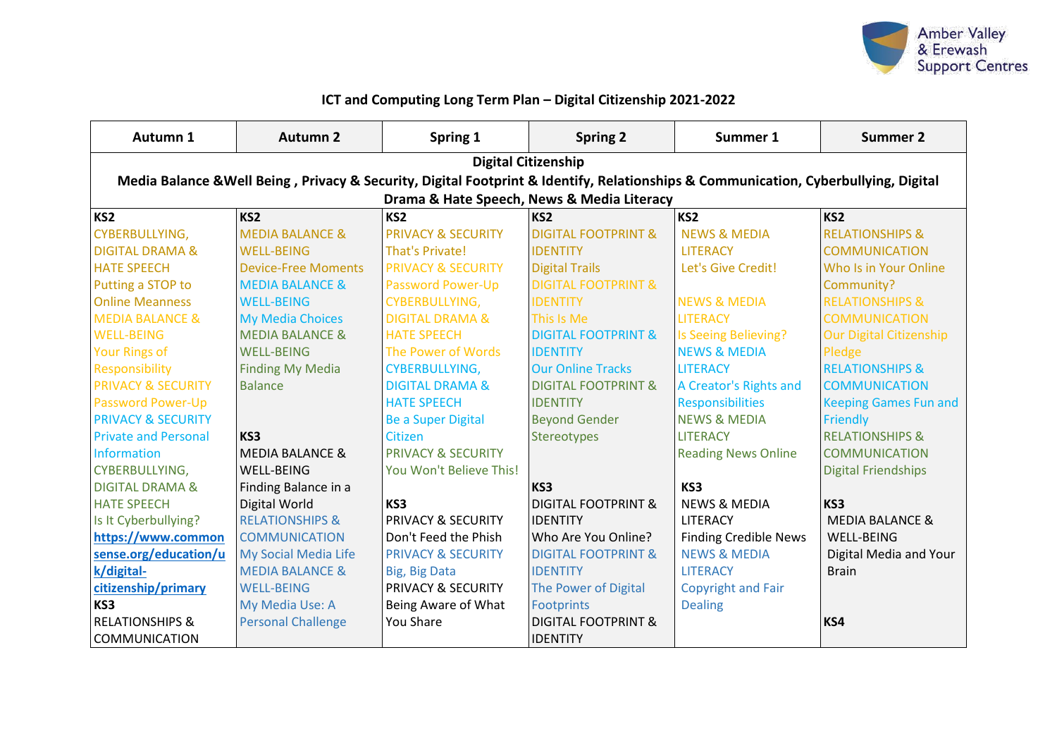## ICT and Computing Long Term Plan – Digital Citizenship 2021-2022

| Autumn 1 | Autumn 2 | Spring 1 | Spring 2 | Summer 1 | Summer 2 |
|---|---|---|---|---|---|
| **Digital Citizenship** Media Balance &Well Being , Privacy & Security, Digital Footprint & Identify, Relationships & Communication, Cyberbullying, Digital Drama & Hate Speech, News & Media Literacy | | | | | |
| **KS2**<br>CYBERBULLYING, DIGITAL DRAMA & HATE SPEECH<br>Putting a STOP to Online Meanness<br>MEDIA BALANCE & WELL-BEING<br>Your Rings of Responsibility<br>PRIVACY & SECURITY<br>Password Power-Up<br>PRIVACY & SECURITY<br>Private and Personal Information<br>CYBERBULLYING, DIGITAL DRAMA & HATE SPEECH<br>Is It Cyberbullying?<br>**https://www.commonsense.org/education/uk/digital-citizenship/primary**<br>**KS3**<br>RELATIONSHIPS & COMMUNICATION | **KS2**<br>MEDIA BALANCE & WELL-BEING<br>Device-Free Moments<br>MEDIA BALANCE & WELL-BEING<br>My Media Choices<br>MEDIA BALANCE & WELL-BEING<br>Finding My Media Balance<br><br>**KS3**<br>MEDIA BALANCE & WELL-BEING<br>Finding Balance in a Digital World<br>RELATIONSHIPS & COMMUNICATION<br>My Social Media Life<br>MEDIA BALANCE & WELL-BEING<br>My Media Use: A Personal Challenge | **KS2**<br>PRIVACY & SECURITY<br>That's Private!<br>PRIVACY & SECURITY<br>Password Power-Up<br>CYBERBULLYING, DIGITAL DRAMA & HATE SPEECH<br>The Power of Words<br>CYBERBULLYING, DIGITAL DRAMA & HATE SPEECH<br>Be a Super Digital Citizen<br>PRIVACY & SECURITY<br>You Won't Believe This!<br><br>**KS3**<br>PRIVACY & SECURITY<br>Don't Feed the Phish<br>PRIVACY & SECURITY<br>Big, Big Data<br>PRIVACY & SECURITY<br>Being Aware of What You Share | **KS2**<br>DIGITAL FOOTPRINT & IDENTITY<br>Digital Trails<br>DIGITAL FOOTPRINT & IDENTITY<br>This Is Me<br>DIGITAL FOOTPRINT & IDENTITY<br>Our Online Tracks<br>DIGITAL FOOTPRINT & IDENTITY<br>Beyond Gender Stereotypes<br><br>**KS3**<br>DIGITAL FOOTPRINT & IDENTITY<br>Who Are You Online?<br>DIGITAL FOOTPRINT & IDENTITY<br>The Power of Digital Footprints<br>DIGITAL FOOTPRINT & IDENTITY | **KS2**<br>NEWS & MEDIA LITERACY<br>Let's Give Credit!<br><br>NEWS & MEDIA LITERACY<br>Is Seeing Believing?<br>NEWS & MEDIA LITERACY<br>A Creator's Rights and Responsibilities<br>NEWS & MEDIA LITERACY<br>Reading News Online<br><br>**KS3**<br>NEWS & MEDIA LITERACY<br>Finding Credible News<br>NEWS & MEDIA LITERACY<br>Copyright and Fair Dealing | **KS2**<br>RELATIONSHIPS & COMMUNICATION<br>Who Is in Your Online Community?<br>RELATIONSHIPS & COMMUNICATION<br>Our Digital Citizenship Pledge<br>RELATIONSHIPS & COMMUNICATION<br>Keeping Games Fun and Friendly<br>RELATIONSHIPS & COMMUNICATION<br>Digital Friendships<br><br>**KS3**<br>MEDIA BALANCE & WELL-BEING<br>Digital Media and Your Brain<br><br>**KS4** |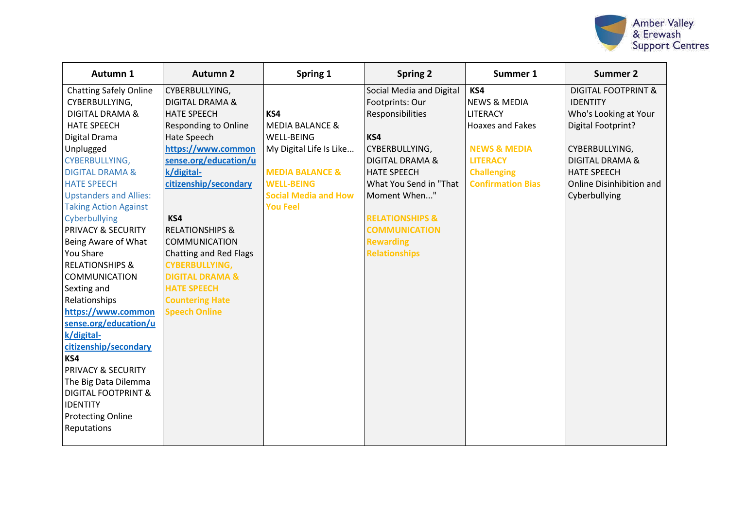| Autumn 1 | Autumn 2 | Spring 1 | Spring 2 | Summer 1 | Summer 2 |
|---|---|---|---|---|---|
| Chatting Safely Online<br>CYBERBULLYING, DIGITAL DRAMA & HATE SPEECH<br>Digital Drama Unplugged<br>CYBERBULLYING, DIGITAL DRAMA & HATE SPEECH<br>Upstanders and Allies: Taking Action Against Cyberbullying<br>PRIVACY & SECURITY<br>Being Aware of What You Share<br>RELATIONSHIPS & COMMUNICATION<br>Sexting and Relationships<br>**https://www.commonsense.org/education/uk/digital-citizenship/secondary**<br>**KS4**<br>PRIVACY & SECURITY<br>The Big Data Dilemma<br>DIGITAL FOOTPRINT & IDENTITY<br>Protecting Online Reputations | CYBERBULLYING, DIGITAL DRAMA & HATE SPEECH<br>Responding to Online Hate Speech<br>**https://www.commonsense.org/education/uk/digital-citizenship/secondary**<br>**KS4**<br>RELATIONSHIPS & COMMUNICATION<br>Chatting and Red Flags<br>**CYBERBULLYING, DIGITAL DRAMA & HATE SPEECH**<br>**Countering Hate Speech Online** | **KS4**<br>MEDIA BALANCE & WELL-BEING<br>My Digital Life Is Like...<br>**MEDIA BALANCE & WELL-BEING**<br>**Social Media and How You Feel** | Social Media and Digital Footprints: Our Responsibilities<br>**KS4**<br>CYBERBULLYING, DIGITAL DRAMA & HATE SPEECH<br>What You Send in "That Moment When..."<br>**RELATIONSHIPS & COMMUNICATION**<br>**Rewarding Relationships** | **KS4**<br>NEWS & MEDIA LITERACY<br>Hoaxes and Fakes<br>**NEWS & MEDIA LITERACY**<br>**Challenging Confirmation Bias** | DIGITAL FOOTPRINT & IDENTITY<br>Who's Looking at Your Digital Footprint?<br>CYBERBULLYING, DIGITAL DRAMA & HATE SPEECH<br>Online Disinhibition and Cyberbullying |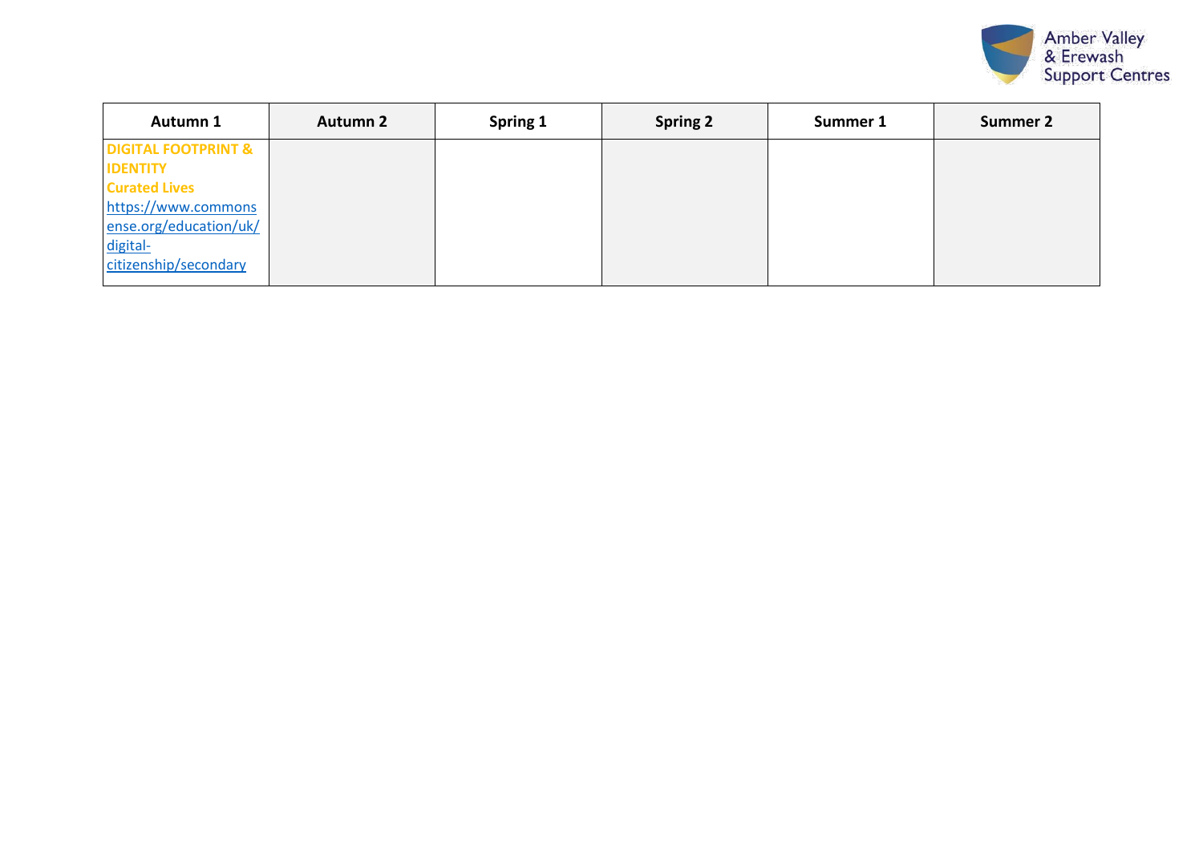| Autumn 1 | Autumn 2 | Spring 1 | Spring 2 | Summer 1 | Summer 2 |
|---|---|---|---|---|---|
| **DIGITAL FOOTPRINT & IDENTITY**<br>**Curated Lives**<br>https://www.commonsense.org/education/uk/digital-citizenship/secondary | | | | | |